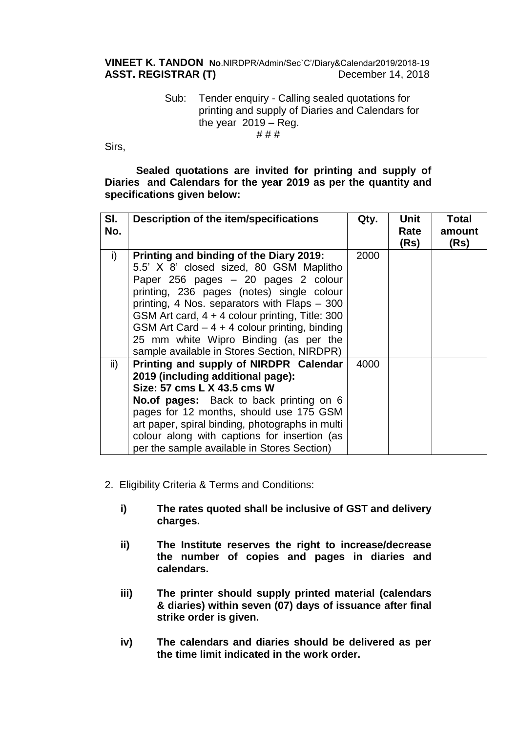**VINEET K. TANDON** **No**.NIRDPR/Admin/Sec`C'/Diary&Calendar2019/2018-19
**ASST. REGISTRAR (T)** December 14, 2018

Sub: Tender enquiry - Calling sealed quotations for printing and supply of Diaries and Calendars for the year 2019 – Reg.

# # #

Sirs,

**Sealed quotations are invited for printing and supply of Diaries and Calendars for the year 2019 as per the quantity and specifications given below:**

| Sl. No. | Description of the item/specifications | Qty. | Unit Rate (Rs) | Total amount (Rs) |
|---|---|---|---|---|
| i) | **Printing and binding of the Diary 2019:** 5.5' X 8' closed sized, 80 GSM Maplitho Paper 256 pages – 20 pages 2 colour printing, 236 pages (notes) single colour printing, 4 Nos. separators with Flaps – 300 GSM Art card, 4 + 4 colour printing, Title: 300 GSM Art Card – 4 + 4 colour printing, binding 25 mm white Wipro Binding (as per the sample available in Stores Section, NIRDPR) | 2000 | | |
| ii) | **Printing and supply of NIRDPR Calendar 2019 (including additional page):** **Size: 57 cms L X 43.5 cms W** **No.of pages:** Back to back printing on 6 pages for 12 months, should use 175 GSM art paper, spiral binding, photographs in multi colour along with captions for insertion (as per the sample available in Stores Section) | 4000 | | |

2. Eligibility Criteria & Terms and Conditions:

i) **The rates quoted shall be inclusive of GST and delivery charges.**

ii) **The Institute reserves the right to increase/decrease the number of copies and pages in diaries and calendars.**

iii) **The printer should supply printed material (calendars & diaries) within seven (07) days of issuance after final strike order is given.**

iv) **The calendars and diaries should be delivered as per the time limit indicated in the work order.**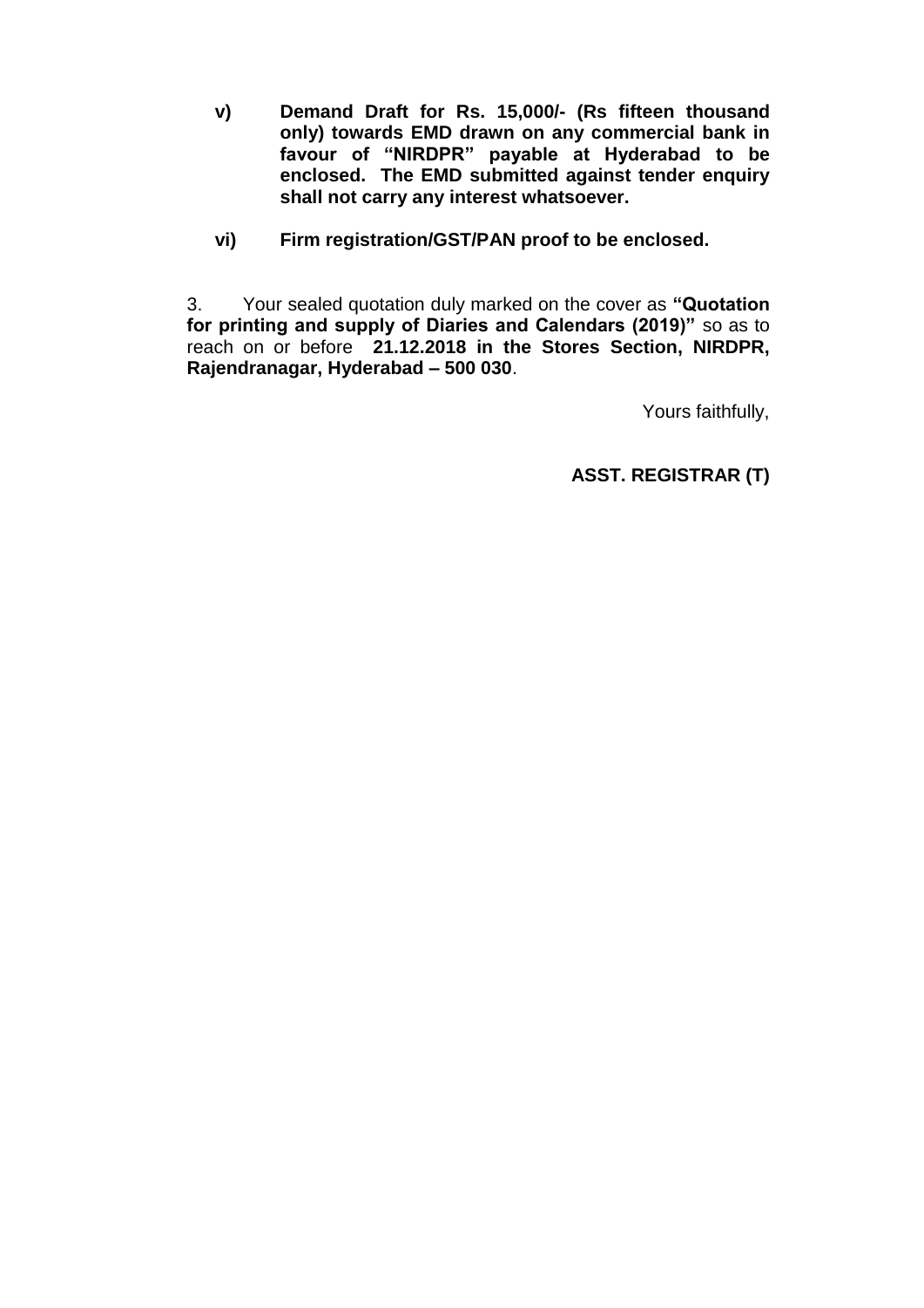v) **Demand Draft for Rs. 15,000/- (Rs fifteen thousand only) towards EMD drawn on any commercial bank in favour of "NIRDPR" payable at Hyderabad to be enclosed. The EMD submitted against tender enquiry shall not carry any interest whatsoever.**

vi) **Firm registration/GST/PAN proof to be enclosed.**

3. Your sealed quotation duly marked on the cover as **"Quotation for printing and supply of Diaries and Calendars (2019)"** so as to reach on or before **21.12.2018 in the Stores Section, NIRDPR, Rajendranagar, Hyderabad – 500 030**.

Yours faithfully,

**ASST. REGISTRAR (T)**